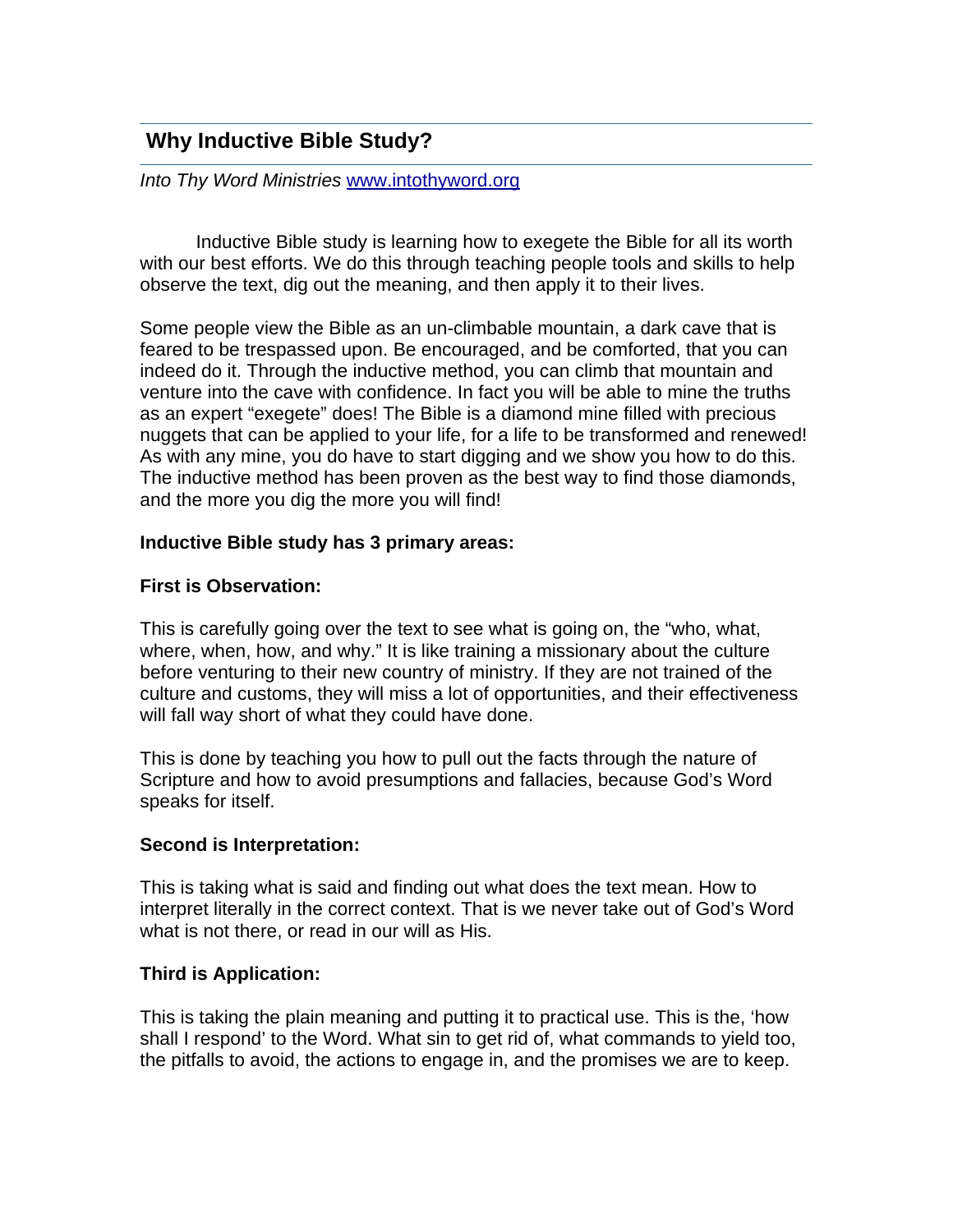## Why Inductive Bible Study?

*Into Thy Word Ministries* [www.intothyword.org](http://www.intothyword.org)

Inductive Bible study is learning how to exegete the Bible for all its worth with our best efforts. We do this through teaching people tools and skills to help observe the text, dig out the meaning, and then apply it to their lives.

Some people view the Bible as an un-climbable mountain, a dark cave that is feared to be trespassed upon. Be encouraged, and be comforted, that you can indeed do it. Through the inductive method, you can climb that mountain and venture into the cave with confidence. In fact you will be able to mine the truths as an expert "exegete" does! The Bible is a diamond mine filled with precious nuggets that can be applied to your life, for a life to be transformed and renewed! As with any mine, you do have to start digging and we show you how to do this. The inductive method has been proven as the best way to find those diamonds, and the more you dig the more you will find!

**Inductive Bible study has 3 primary areas:**

**First is Observation:**

This is carefully going over the text to see what is going on, the "who, what, where, when, how, and why." It is like training a missionary about the culture before venturing to their new country of ministry. If they are not trained of the culture and customs, they will miss a lot of opportunities, and their effectiveness will fall way short of what they could have done.

This is done by teaching you how to pull out the facts through the nature of Scripture and how to avoid presumptions and fallacies, because God's Word speaks for itself.

**Second is Interpretation:**

This is taking what is said and finding out what does the text mean. How to interpret literally in the correct context. That is we never take out of God's Word what is not there, or read in our will as His.

**Third is Application:**

This is taking the plain meaning and putting it to practical use. This is the, 'how shall I respond' to the Word. What sin to get rid of, what commands to yield too, the pitfalls to avoid, the actions to engage in, and the promises we are to keep.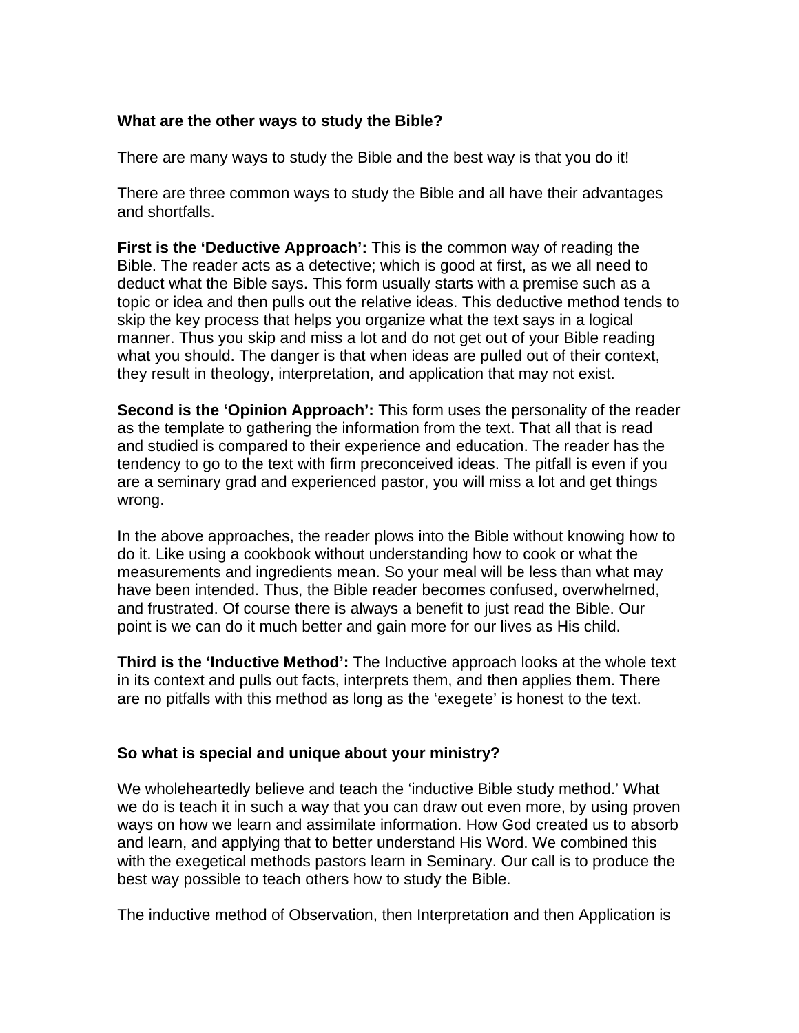**What are the other ways to study the Bible?**

There are many ways to study the Bible and the best way is that you do it!

There are three common ways to study the Bible and all have their advantages and shortfalls.

**First is the 'Deductive Approach':** This is the common way of reading the Bible. The reader acts as a detective; which is good at first, as we all need to deduct what the Bible says. This form usually starts with a premise such as a topic or idea and then pulls out the relative ideas. This deductive method tends to skip the key process that helps you organize what the text says in a logical manner. Thus you skip and miss a lot and do not get out of your Bible reading what you should. The danger is that when ideas are pulled out of their context, they result in theology, interpretation, and application that may not exist.

**Second is the 'Opinion Approach':** This form uses the personality of the reader as the template to gathering the information from the text. That all that is read and studied is compared to their experience and education. The reader has the tendency to go to the text with firm preconceived ideas. The pitfall is even if you are a seminary grad and experienced pastor, you will miss a lot and get things wrong.

In the above approaches, the reader plows into the Bible without knowing how to do it. Like using a cookbook without understanding how to cook or what the measurements and ingredients mean. So your meal will be less than what may have been intended. Thus, the Bible reader becomes confused, overwhelmed, and frustrated. Of course there is always a benefit to just read the Bible. Our point is we can do it much better and gain more for our lives as His child.

**Third is the 'Inductive Method':** The Inductive approach looks at the whole text in its context and pulls out facts, interprets them, and then applies them. There are no pitfalls with this method as long as the 'exegete' is honest to the text.

**So what is special and unique about your ministry?**

We wholeheartedly believe and teach the 'inductive Bible study method.' What we do is teach it in such a way that you can draw out even more, by using proven ways on how we learn and assimilate information. How God created us to absorb and learn, and applying that to better understand His Word. We combined this with the exegetical methods pastors learn in Seminary. Our call is to produce the best way possible to teach others how to study the Bible.

The inductive method of Observation, then Interpretation and then Application is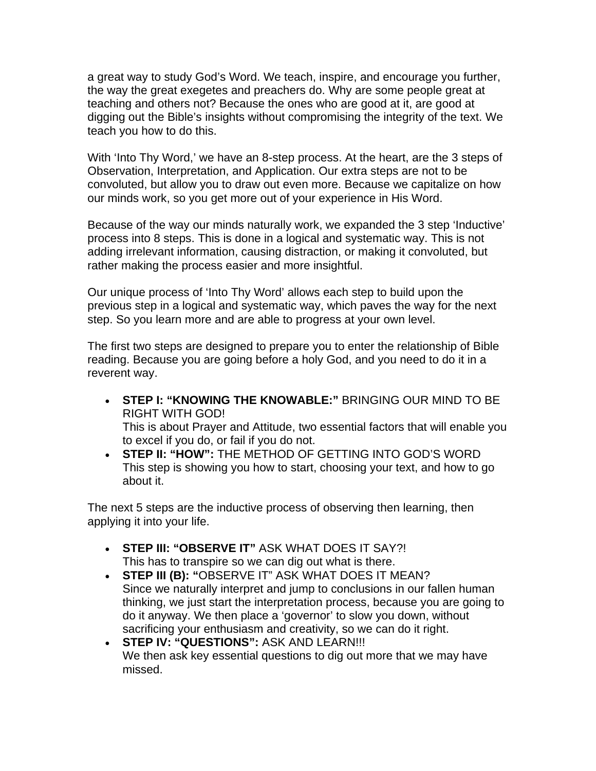a great way to study God's Word. We teach, inspire, and encourage you further, the way the great exegetes and preachers do. Why are some people great at teaching and others not? Because the ones who are good at it, are good at digging out the Bible's insights without compromising the integrity of the text. We teach you how to do this.

With 'Into Thy Word,' we have an 8-step process. At the heart, are the 3 steps of Observation, Interpretation, and Application. Our extra steps are not to be convoluted, but allow you to draw out even more. Because we capitalize on how our minds work, so you get more out of your experience in His Word.

Because of the way our minds naturally work, we expanded the 3 step 'Inductive' process into 8 steps. This is done in a logical and systematic way. This is not adding irrelevant information, causing distraction, or making it convoluted, but rather making the process easier and more insightful.

Our unique process of 'Into Thy Word' allows each step to build upon the previous step in a logical and systematic way, which paves the way for the next step. So you learn more and are able to progress at your own level.

The first two steps are designed to prepare you to enter the relationship of Bible reading. Because you are going before a holy God, and you need to do it in a reverent way.

- **STEP I: "KNOWING THE KNOWABLE:"** BRINGING OUR MIND TO BE RIGHT WITH GOD!
  This is about Prayer and Attitude, two essential factors that will enable you to excel if you do, or fail if you do not.
- **STEP II: "HOW":** THE METHOD OF GETTING INTO GOD'S WORD
  This step is showing you how to start, choosing your text, and how to go about it.

The next 5 steps are the inductive process of observing then learning, then applying it into your life.

- **STEP III: "OBSERVE IT"** ASK WHAT DOES IT SAY?!
  This has to transpire so we can dig out what is there.
- **STEP III (B): "**OBSERVE IT" ASK WHAT DOES IT MEAN?
  Since we naturally interpret and jump to conclusions in our fallen human thinking, we just start the interpretation process, because you are going to do it anyway. We then place a 'governor' to slow you down, without sacrificing your enthusiasm and creativity, so we can do it right.
- **STEP IV: "QUESTIONS":** ASK AND LEARN!!!
  We then ask key essential questions to dig out more that we may have missed.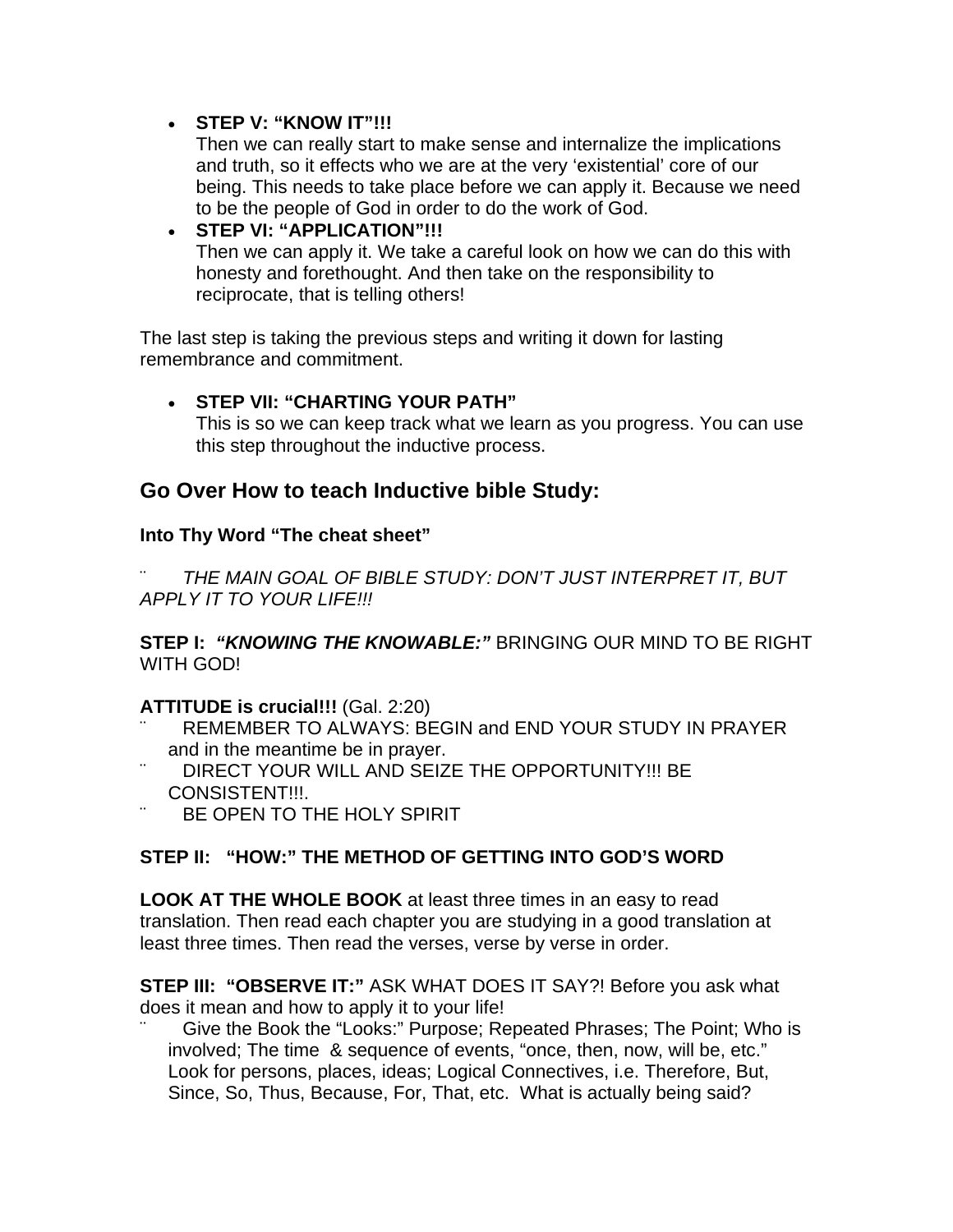- **STEP V: "KNOW IT"!!!**
  Then we can really start to make sense and internalize the implications and truth, so it effects who we are at the very 'existential' core of our being. This needs to take place before we can apply it. Because we need to be the people of God in order to do the work of God.
- **STEP VI: "APPLICATION"!!!**
  Then we can apply it. We take a careful look on how we can do this with honesty and forethought. And then take on the responsibility to reciprocate, that is telling others!

The last step is taking the previous steps and writing it down for lasting remembrance and commitment.

- **STEP VII: "CHARTING YOUR PATH"**
  This is so we can keep track what we learn as you progress. You can use this step throughout the inductive process.

## Go Over How to teach Inductive bible Study:

**Into Thy Word "The cheat sheet"**

¨ *THE MAIN GOAL OF BIBLE STUDY: DON'T JUST INTERPRET IT, BUT APPLY IT TO YOUR LIFE!!!*

**STEP I:** ***"KNOWING THE KNOWABLE:"*** BRINGING OUR MIND TO BE RIGHT WITH GOD!

**ATTITUDE is crucial!!!** (Gal. 2:20)

- ¨ REMEMBER TO ALWAYS: BEGIN and END YOUR STUDY IN PRAYER and in the meantime be in prayer.
- ¨ DIRECT YOUR WILL AND SEIZE THE OPPORTUNITY!!! BE CONSISTENT!!!.
- ¨ BE OPEN TO THE HOLY SPIRIT

**STEP II: "HOW:" THE METHOD OF GETTING INTO GOD'S WORD**

**LOOK AT THE WHOLE BOOK** at least three times in an easy to read translation. Then read each chapter you are studying in a good translation at least three times. Then read the verses, verse by verse in order.

**STEP III: "OBSERVE IT:"** ASK WHAT DOES IT SAY?! Before you ask what does it mean and how to apply it to your life!

- ¨ Give the Book the "Looks:" Purpose; Repeated Phrases; The Point; Who is involved; The time & sequence of events, "once, then, now, will be, etc." Look for persons, places, ideas; Logical Connectives, i.e. Therefore, But, Since, So, Thus, Because, For, That, etc. What is actually being said?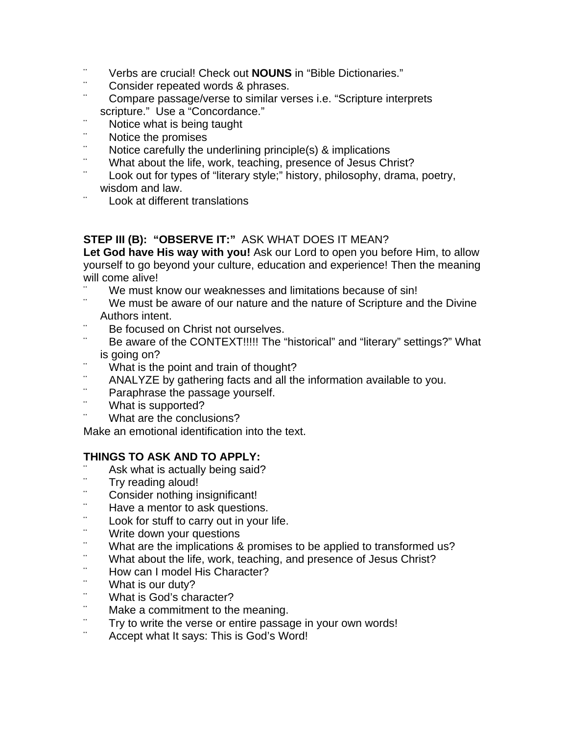- Verbs are crucial! Check out **NOUNS** in "Bible Dictionaries."
- Consider repeated words & phrases.
- Compare passage/verse to similar verses i.e. "Scripture interprets scripture." Use a "Concordance."
- Notice what is being taught
- Notice the promises
- Notice carefully the underlining principle(s) & implications
- What about the life, work, teaching, presence of Jesus Christ?
- Look out for types of "literary style;" history, philosophy, drama, poetry, wisdom and law.
- Look at different translations

**STEP III (B): "OBSERVE IT:"** ASK WHAT DOES IT MEAN?

**Let God have His way with you!** Ask our Lord to open you before Him, to allow yourself to go beyond your culture, education and experience! Then the meaning will come alive!

- We must know our weaknesses and limitations because of sin!
- We must be aware of our nature and the nature of Scripture and the Divine Authors intent.
- Be focused on Christ not ourselves.
- Be aware of the CONTEXT!!!!! The "historical" and "literary" settings?" What is going on?
- What is the point and train of thought?
- ANALYZE by gathering facts and all the information available to you.
- Paraphrase the passage yourself.
- What is supported?
- What are the conclusions?

Make an emotional identification into the text.

**THINGS TO ASK AND TO APPLY:**

- Ask what is actually being said?
- Try reading aloud!
- Consider nothing insignificant!
- Have a mentor to ask questions.
- Look for stuff to carry out in your life.
- Write down your questions
- What are the implications & promises to be applied to transformed us?
- What about the life, work, teaching, and presence of Jesus Christ?
- How can I model His Character?
- What is our duty?
- What is God's character?
- Make a commitment to the meaning.
- Try to write the verse or entire passage in your own words!
- Accept what It says: This is God's Word!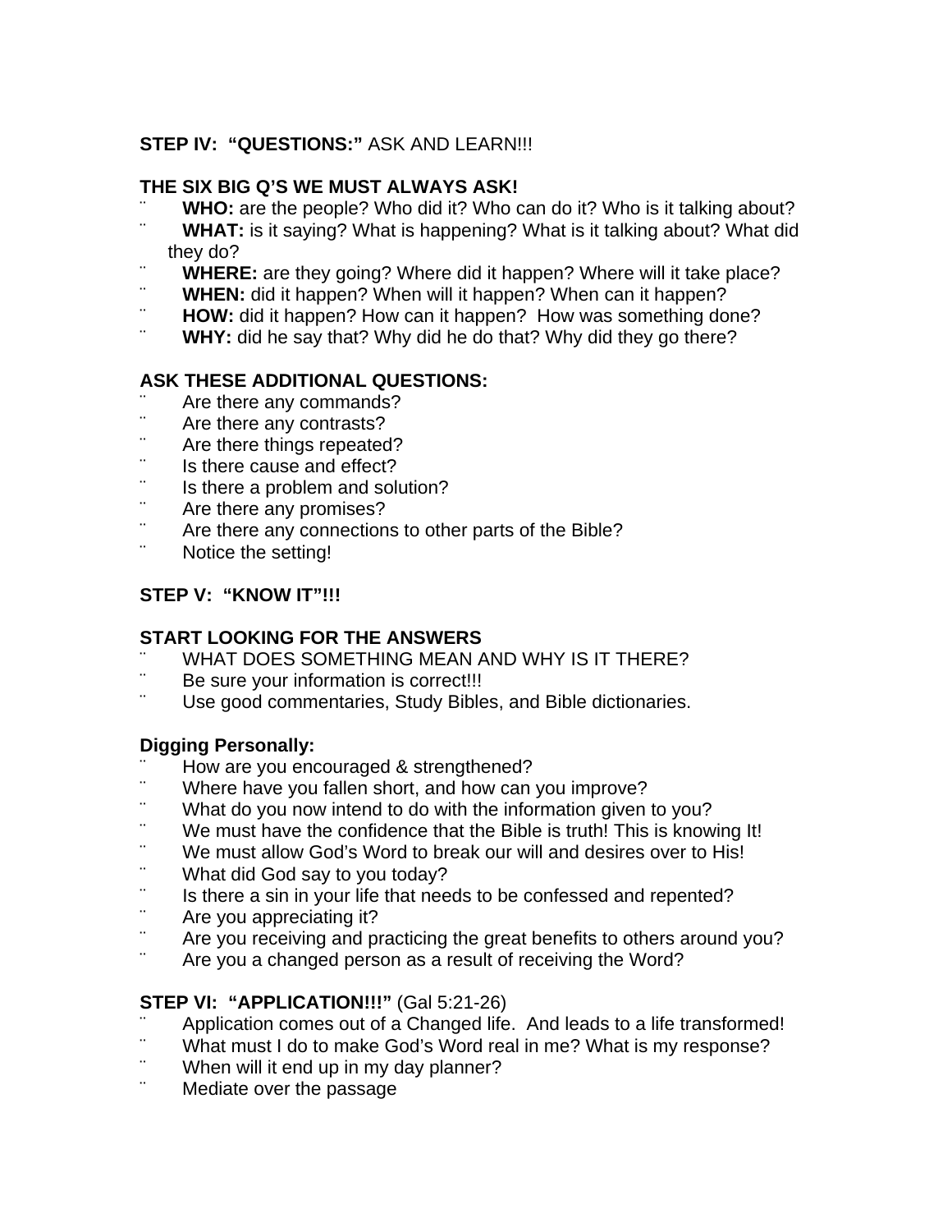**STEP IV: "QUESTIONS:"** ASK AND LEARN!!!

**THE SIX BIG Q'S WE MUST ALWAYS ASK!**

- **WHO:** are the people? Who did it? Who can do it? Who is it talking about?
- **WHAT:** is it saying? What is happening? What is it talking about? What did they do?
- **WHERE:** are they going? Where did it happen? Where will it take place?
- **WHEN:** did it happen? When will it happen? When can it happen?
- **HOW:** did it happen? How can it happen? How was something done?
- **WHY:** did he say that? Why did he do that? Why did they go there?

**ASK THESE ADDITIONAL QUESTIONS:**

- Are there any commands?
- Are there any contrasts?
- Are there things repeated?
- Is there cause and effect?
- Is there a problem and solution?
- Are there any promises?
- Are there any connections to other parts of the Bible?
- Notice the setting!

**STEP V: "KNOW IT"!!!**

**START LOOKING FOR THE ANSWERS**

- WHAT DOES SOMETHING MEAN AND WHY IS IT THERE?
- Be sure your information is correct!!!
- Use good commentaries, Study Bibles, and Bible dictionaries.

**Digging Personally:**

- How are you encouraged & strengthened?
- Where have you fallen short, and how can you improve?
- What do you now intend to do with the information given to you?
- We must have the confidence that the Bible is truth! This is knowing It!
- We must allow God's Word to break our will and desires over to His!
- What did God say to you today?
- Is there a sin in your life that needs to be confessed and repented?
- Are you appreciating it?
- Are you receiving and practicing the great benefits to others around you?
- Are you a changed person as a result of receiving the Word?

**STEP VI: "APPLICATION!!!"** (Gal 5:21-26)

- Application comes out of a Changed life. And leads to a life transformed!
- What must I do to make God's Word real in me? What is my response?
- When will it end up in my day planner?
- Mediate over the passage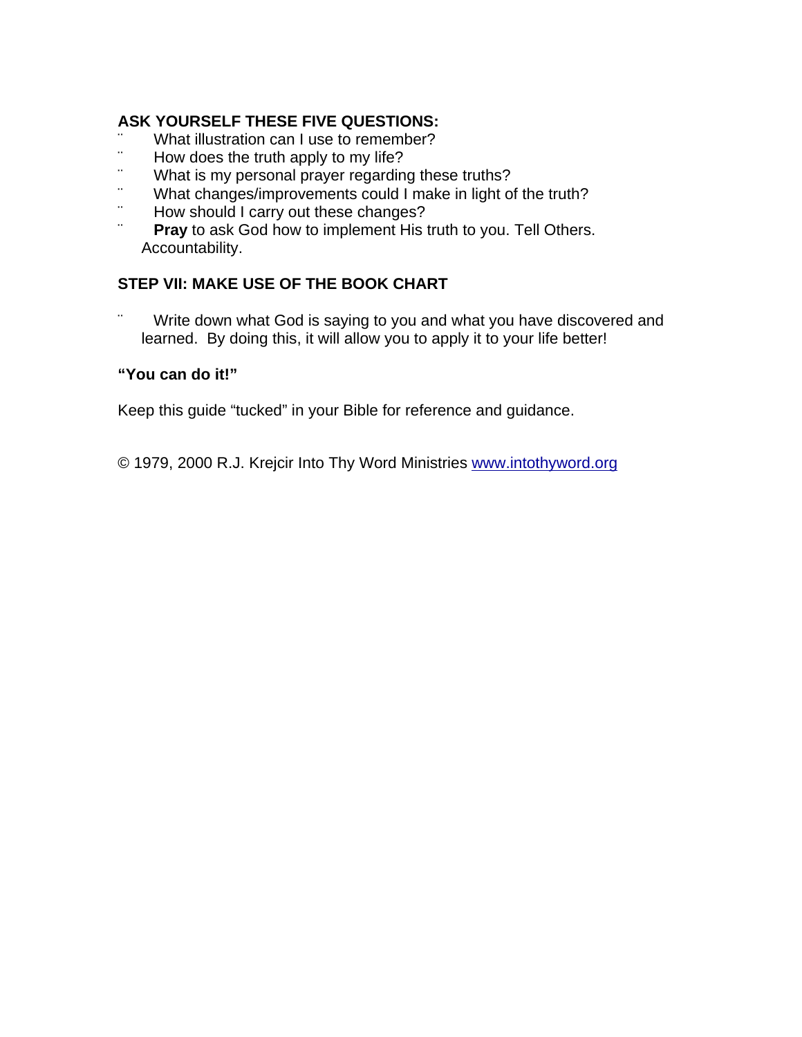**ASK YOURSELF THESE FIVE QUESTIONS:**

- What illustration can I use to remember?
- How does the truth apply to my life?
- What is my personal prayer regarding these truths?
- What changes/improvements could I make in light of the truth?
- How should I carry out these changes?
- **Pray** to ask God how to implement His truth to you. Tell Others. Accountability.

**STEP VII: MAKE USE OF THE BOOK CHART**

- Write down what God is saying to you and what you have discovered and learned. By doing this, it will allow you to apply it to your life better!

**"You can do it!"**

Keep this guide "tucked" in your Bible for reference and guidance.

© 1979, 2000 R.J. Krejcir Into Thy Word Ministries www.intothyword.org